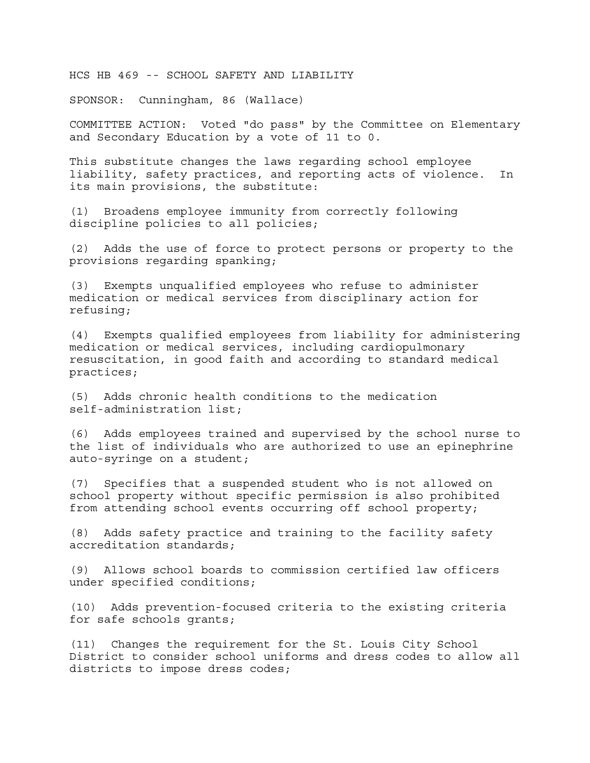HCS HB 469 -- SCHOOL SAFETY AND LIABILITY

SPONSOR: Cunningham, 86 (Wallace)

COMMITTEE ACTION: Voted "do pass" by the Committee on Elementary and Secondary Education by a vote of 11 to 0.

This substitute changes the laws regarding school employee liability, safety practices, and reporting acts of violence. In its main provisions, the substitute:

(1) Broadens employee immunity from correctly following discipline policies to all policies;

(2) Adds the use of force to protect persons or property to the provisions regarding spanking;

(3) Exempts unqualified employees who refuse to administer medication or medical services from disciplinary action for refusing;

(4) Exempts qualified employees from liability for administering medication or medical services, including cardiopulmonary resuscitation, in good faith and according to standard medical practices;

(5) Adds chronic health conditions to the medication self-administration list;

(6) Adds employees trained and supervised by the school nurse to the list of individuals who are authorized to use an epinephrine auto-syringe on a student;

(7) Specifies that a suspended student who is not allowed on school property without specific permission is also prohibited from attending school events occurring off school property;

(8) Adds safety practice and training to the facility safety accreditation standards;

(9) Allows school boards to commission certified law officers under specified conditions;

(10) Adds prevention-focused criteria to the existing criteria for safe schools grants;

(11) Changes the requirement for the St. Louis City School District to consider school uniforms and dress codes to allow all districts to impose dress codes;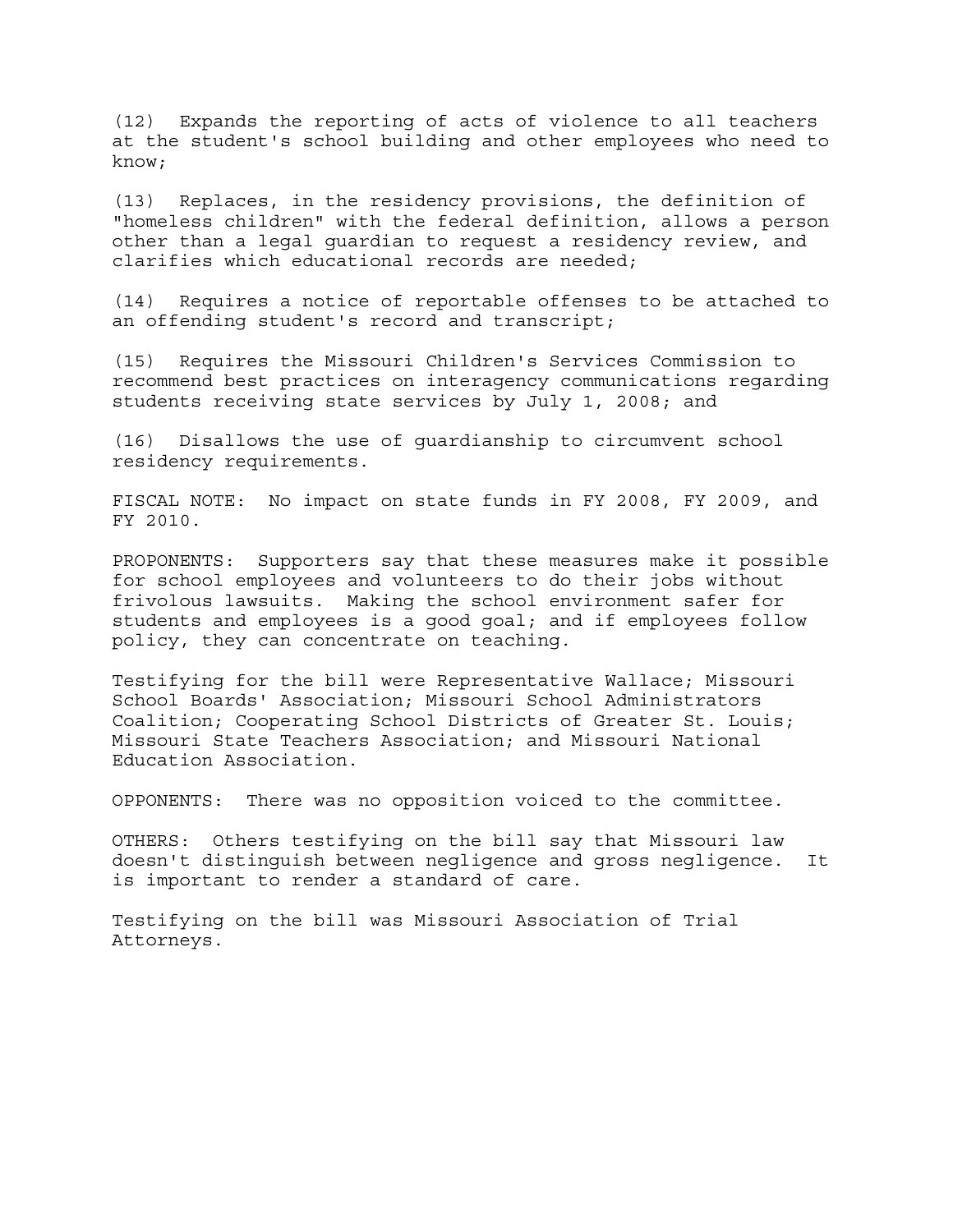(12) Expands the reporting of acts of violence to all teachers at the student's school building and other employees who need to know;

(13) Replaces, in the residency provisions, the definition of "homeless children" with the federal definition, allows a person other than a legal guardian to request a residency review, and clarifies which educational records are needed;

(14) Requires a notice of reportable offenses to be attached to an offending student's record and transcript;

(15) Requires the Missouri Children's Services Commission to recommend best practices on interagency communications regarding students receiving state services by July 1, 2008; and

(16) Disallows the use of guardianship to circumvent school residency requirements.

FISCAL NOTE: No impact on state funds in FY 2008, FY 2009, and FY 2010.

PROPONENTS: Supporters say that these measures make it possible for school employees and volunteers to do their jobs without frivolous lawsuits. Making the school environment safer for students and employees is a good goal; and if employees follow policy, they can concentrate on teaching.

Testifying for the bill were Representative Wallace; Missouri School Boards' Association; Missouri School Administrators Coalition; Cooperating School Districts of Greater St. Louis; Missouri State Teachers Association; and Missouri National Education Association.

OPPONENTS: There was no opposition voiced to the committee.

OTHERS: Others testifying on the bill say that Missouri law doesn't distinguish between negligence and gross negligence. It is important to render a standard of care.

Testifying on the bill was Missouri Association of Trial Attorneys.